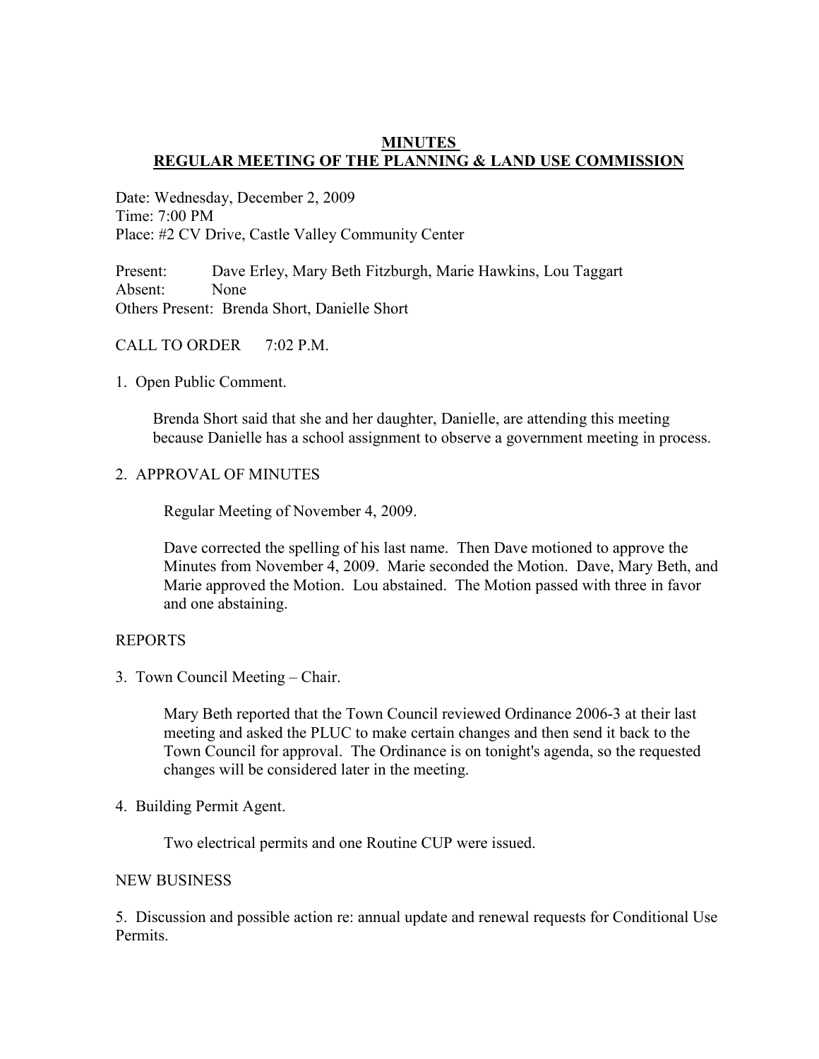# MINUTES
## REGULAR MEETING OF THE PLANNING & LAND USE COMMISSION

Date: Wednesday, December 2, 2009
Time: 7:00 PM
Place: #2 CV Drive, Castle Valley Community Center

Present: Dave Erley, Mary Beth Fitzburgh, Marie Hawkins, Lou Taggart
Absent: None
Others Present: Brenda Short, Danielle Short

CALL TO ORDER 7:02 P.M.

1. Open Public Comment.

   Brenda Short said that she and her daughter, Danielle, are attending this meeting because Danielle has a school assignment to observe a government meeting in process.

2. APPROVAL OF MINUTES

   Regular Meeting of November 4, 2009.

   Dave corrected the spelling of his last name. Then Dave motioned to approve the Minutes from November 4, 2009. Marie seconded the Motion. Dave, Mary Beth, and Marie approved the Motion. Lou abstained. The Motion passed with three in favor and one abstaining.

REPORTS

3. Town Council Meeting – Chair.

   Mary Beth reported that the Town Council reviewed Ordinance 2006-3 at their last meeting and asked the PLUC to make certain changes and then send it back to the Town Council for approval. The Ordinance is on tonight's agenda, so the requested changes will be considered later in the meeting.

4. Building Permit Agent.

   Two electrical permits and one Routine CUP were issued.

NEW BUSINESS

5. Discussion and possible action re: annual update and renewal requests for Conditional Use Permits.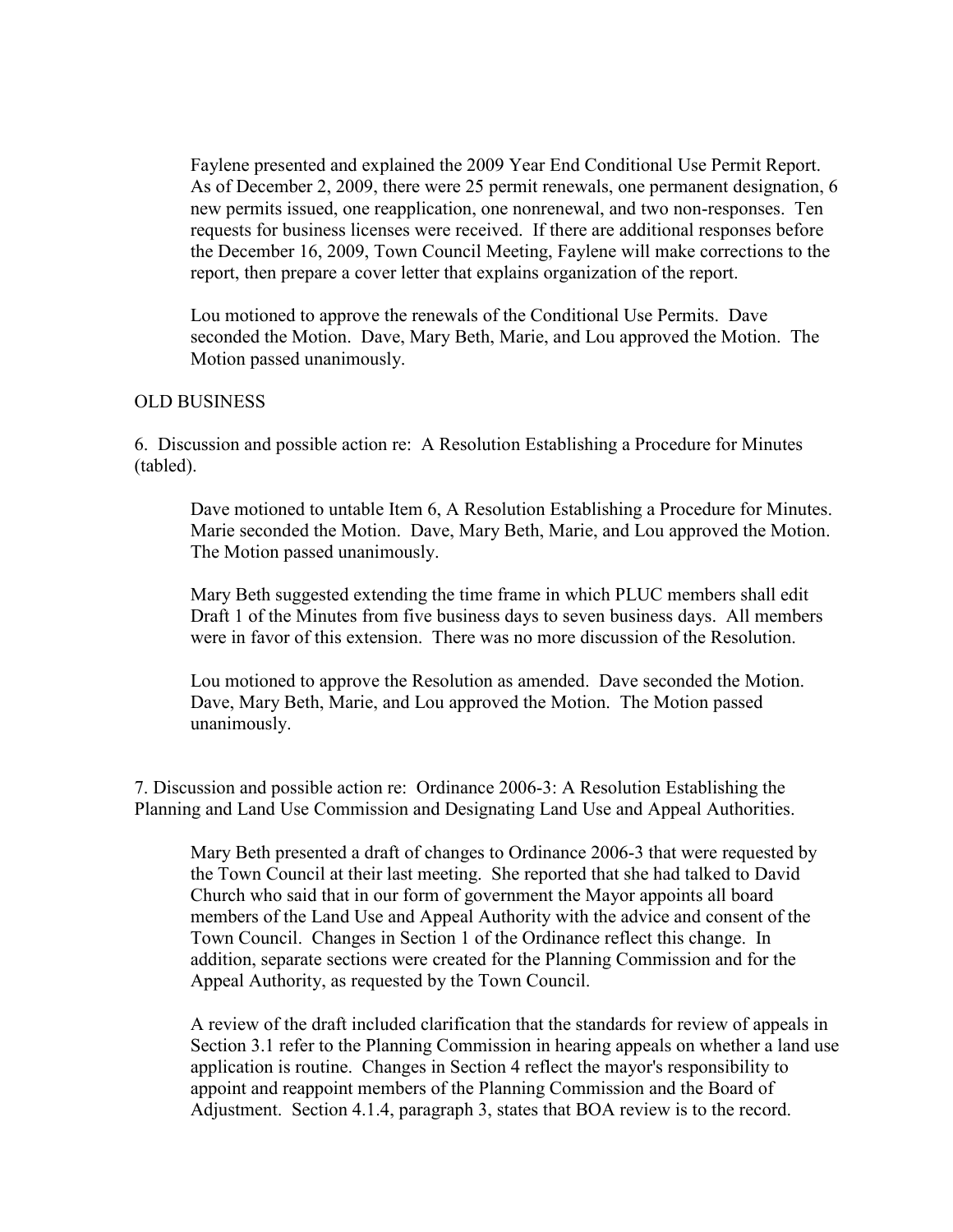Faylene presented and explained the 2009 Year End Conditional Use Permit Report. As of December 2, 2009, there were 25 permit renewals, one permanent designation, 6 new permits issued, one reapplication, one nonrenewal, and two non-responses. Ten requests for business licenses were received. If there are additional responses before the December 16, 2009, Town Council Meeting, Faylene will make corrections to the report, then prepare a cover letter that explains organization of the report.

Lou motioned to approve the renewals of the Conditional Use Permits. Dave seconded the Motion. Dave, Mary Beth, Marie, and Lou approved the Motion. The Motion passed unanimously.

OLD BUSINESS

6. Discussion and possible action re: A Resolution Establishing a Procedure for Minutes (tabled).

Dave motioned to untable Item 6, A Resolution Establishing a Procedure for Minutes. Marie seconded the Motion. Dave, Mary Beth, Marie, and Lou approved the Motion. The Motion passed unanimously.

Mary Beth suggested extending the time frame in which PLUC members shall edit Draft 1 of the Minutes from five business days to seven business days. All members were in favor of this extension. There was no more discussion of the Resolution.

Lou motioned to approve the Resolution as amended. Dave seconded the Motion. Dave, Mary Beth, Marie, and Lou approved the Motion. The Motion passed unanimously.

7. Discussion and possible action re: Ordinance 2006-3: A Resolution Establishing the Planning and Land Use Commission and Designating Land Use and Appeal Authorities.

Mary Beth presented a draft of changes to Ordinance 2006-3 that were requested by the Town Council at their last meeting. She reported that she had talked to David Church who said that in our form of government the Mayor appoints all board members of the Land Use and Appeal Authority with the advice and consent of the Town Council. Changes in Section 1 of the Ordinance reflect this change. In addition, separate sections were created for the Planning Commission and for the Appeal Authority, as requested by the Town Council.

A review of the draft included clarification that the standards for review of appeals in Section 3.1 refer to the Planning Commission in hearing appeals on whether a land use application is routine. Changes in Section 4 reflect the mayor's responsibility to appoint and reappoint members of the Planning Commission and the Board of Adjustment. Section 4.1.4, paragraph 3, states that BOA review is to the record.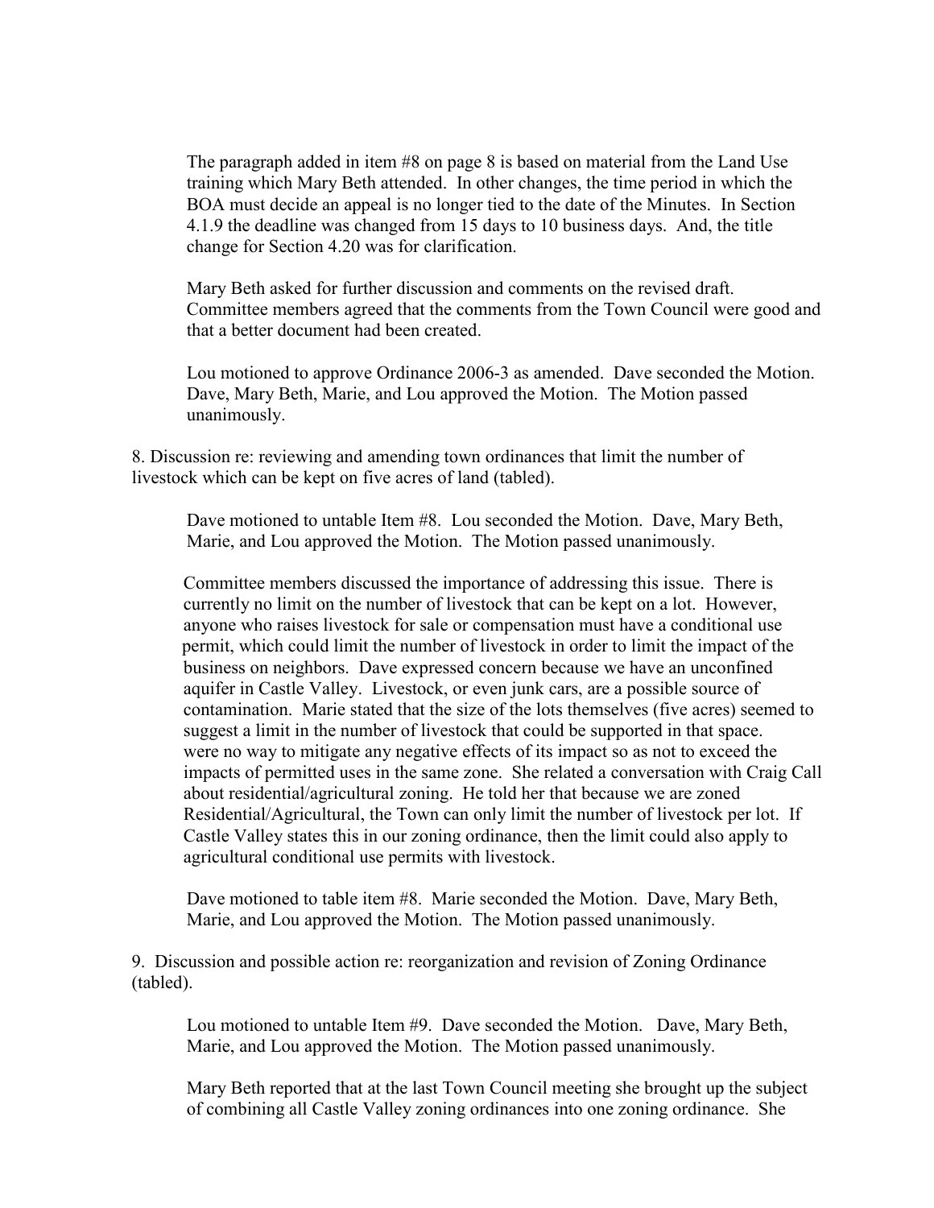The paragraph added in item #8 on page 8 is based on material from the Land Use training which Mary Beth attended. In other changes, the time period in which the BOA must decide an appeal is no longer tied to the date of the Minutes. In Section 4.1.9 the deadline was changed from 15 days to 10 business days. And, the title change for Section 4.20 was for clarification.

Mary Beth asked for further discussion and comments on the revised draft. Committee members agreed that the comments from the Town Council were good and that a better document had been created.

Lou motioned to approve Ordinance 2006-3 as amended. Dave seconded the Motion. Dave, Mary Beth, Marie, and Lou approved the Motion. The Motion passed unanimously.

8. Discussion re: reviewing and amending town ordinances that limit the number of livestock which can be kept on five acres of land (tabled).

Dave motioned to untable Item #8. Lou seconded the Motion. Dave, Mary Beth, Marie, and Lou approved the Motion. The Motion passed unanimously.

Committee members discussed the importance of addressing this issue. There is currently no limit on the number of livestock that can be kept on a lot. However, anyone who raises livestock for sale or compensation must have a conditional use permit, which could limit the number of livestock in order to limit the impact of the business on neighbors. Dave expressed concern because we have an unconfined aquifer in Castle Valley. Livestock, or even junk cars, are a possible source of contamination. Marie stated that the size of the lots themselves (five acres) seemed to suggest a limit in the number of livestock that could be supported in that space. were no way to mitigate any negative effects of its impact so as not to exceed the impacts of permitted uses in the same zone. She related a conversation with Craig Call about residential/agricultural zoning. He told her that because we are zoned Residential/Agricultural, the Town can only limit the number of livestock per lot. If Castle Valley states this in our zoning ordinance, then the limit could also apply to agricultural conditional use permits with livestock.

Dave motioned to table item #8. Marie seconded the Motion. Dave, Mary Beth, Marie, and Lou approved the Motion. The Motion passed unanimously.

9. Discussion and possible action re: reorganization and revision of Zoning Ordinance (tabled).

Lou motioned to untable Item #9. Dave seconded the Motion. Dave, Mary Beth, Marie, and Lou approved the Motion. The Motion passed unanimously.

Mary Beth reported that at the last Town Council meeting she brought up the subject of combining all Castle Valley zoning ordinances into one zoning ordinance. She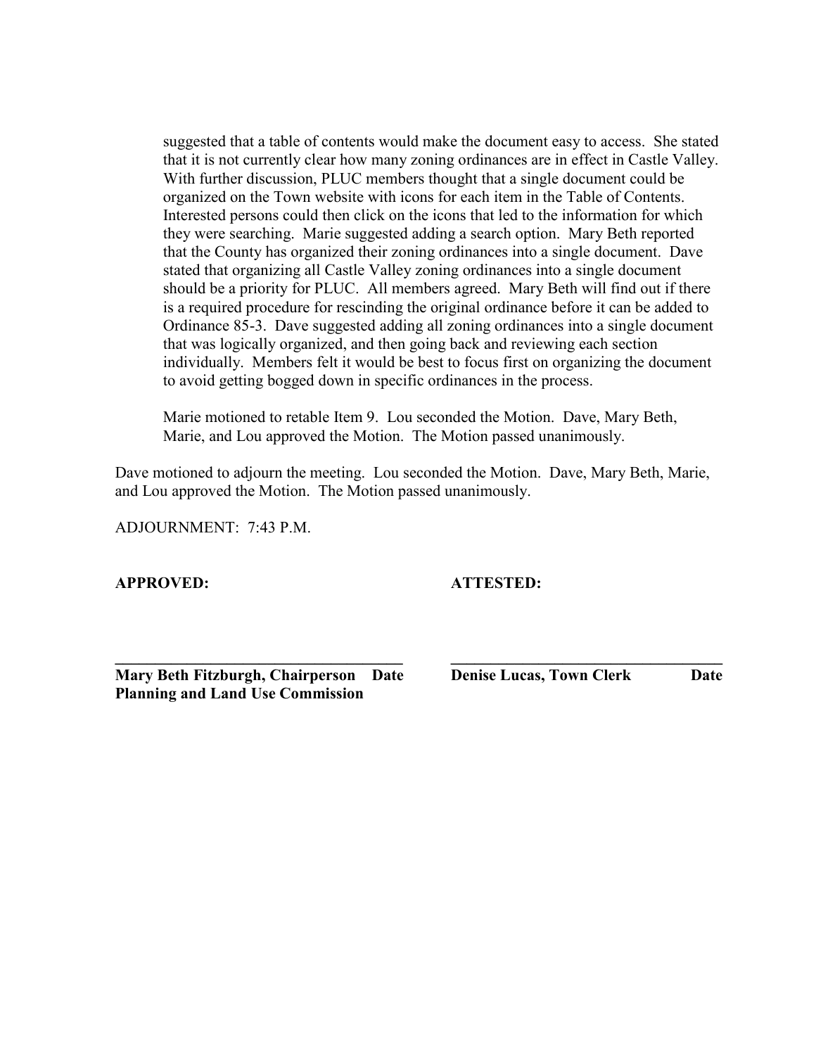suggested that a table of contents would make the document easy to access. She stated that it is not currently clear how many zoning ordinances are in effect in Castle Valley. With further discussion, PLUC members thought that a single document could be organized on the Town website with icons for each item in the Table of Contents. Interested persons could then click on the icons that led to the information for which they were searching. Marie suggested adding a search option. Mary Beth reported that the County has organized their zoning ordinances into a single document. Dave stated that organizing all Castle Valley zoning ordinances into a single document should be a priority for PLUC. All members agreed. Mary Beth will find out if there is a required procedure for rescinding the original ordinance before it can be added to Ordinance 85-3. Dave suggested adding all zoning ordinances into a single document that was logically organized, and then going back and reviewing each section individually. Members felt it would be best to focus first on organizing the document to avoid getting bogged down in specific ordinances in the process.

Marie motioned to retable Item 9. Lou seconded the Motion. Dave, Mary Beth, Marie, and Lou approved the Motion. The Motion passed unanimously.

Dave motioned to adjourn the meeting. Lou seconded the Motion. Dave, Mary Beth, Marie, and Lou approved the Motion. The Motion passed unanimously.

ADJOURNMENT: 7:43 P.M.

**APPROVED:**

**ATTESTED:**

______________________________________

**Mary Beth Fitzburgh, Chairperson Date**
**Planning and Land Use Commission**

______________________________________

**Denise Lucas, Town Clerk Date**